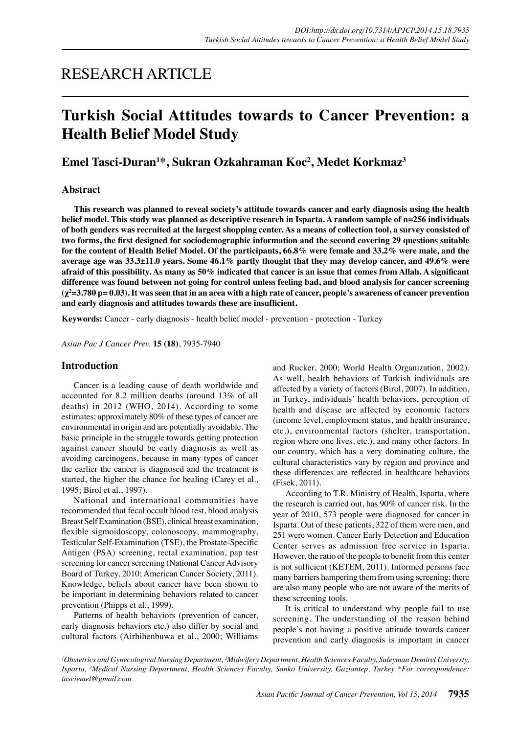RESEARCH ARTICLE

# Turkish Social Attitudes towards to Cancer Prevention: a Health Belief Model Study

**Emel Tasci-Duran[1]*, Sukran Ozkahraman Koc[2], Medet Korkmaz[3]**

## Abstract

**This research was planned to reveal society's attitude towards cancer and early diagnosis using the health belief model. This study was planned as descriptive research in Isparta. A random sample of n=256 individuals of both genders was recruited at the largest shopping center. As a means of collection tool, a survey consisted of two forms, the first designed for sociodemographic information and the second covering 29 questions suitable for the content of Health Belief Model. Of the participants, 66.8% were female and 33.2% were male, and the average age was 33.3±11.0 years. Some 46.1% partly thought that they may develop cancer, and 49.6% were afraid of this possibility. As many as 50% indicated that cancer is an issue that comes from Allah. A significant difference was found between not going for control unless feeling bad, and blood analysis for cancer screening ($\chi^2$=3.780 p= 0.03). It was seen that in an area with a high rate of cancer, people's awareness of cancer prevention and early diagnosis and attitudes towards these are insufficient.**

**Keywords:** Cancer - early diagnosis - health belief model - prevention - protection - Turkey

*Asian Pac J Cancer Prev,* **15 (18)**, 7935-7940

## Introduction

Cancer is a leading cause of death worldwide and accounted for 8.2 million deaths (around 13% of all deaths) in 2012 (WHO, 2014). According to some estimates; approximately 80% of these types of cancer are environmental in origin and are potentially avoidable. The basic principle in the struggle towards getting protection against cancer should be early diagnosis as well as avoiding carcinogens, because in many types of cancer the earlier the cancer is diagnosed and the treatment is started, the higher the chance for healing (Carey et al., 1995; Birol et al., 1997).

National and international communities have recommended that fecal occult blood test, blood analysis Breast Self Examination (BSE), clinical breast examination, flexible sigmoidoscopy, colonoscopy, mammography, Testicular Self-Examination (TSE), the Prostate-Specific Antigen (PSA) screening, rectal examination, pap test screening for cancer screening (National Cancer Advisory Board of Turkey, 2010; American Cancer Society, 2011). Knowledge, beliefs about cancer have been shown to be important in determining behaviors related to cancer prevention (Phipps et al., 1999).

Patterns of health behaviors (prevention of cancer, early diagnosis behaviors etc.) also differ by social and cultural factors (Airhihenbuwa et al., 2000; Williams and Rucker, 2000; World Health Organization, 2002). As well, health behaviors of Turkish individuals are affected by a variety of factors (Birol, 2007). In addition, in Turkey, individuals' health behaviors, perception of health and disease are affected by economic factors (income level, employment status, and health insurance, etc.), environmental factors (shelter, transportation, region where one lives, etc.), and many other factors. In our country, which has a very dominating culture, the cultural characteristics vary by region and province and these differences are reflected in healthcare behaviors (Fisek, 2011).

According to T.R. Ministry of Health, Isparta, where the research is carried out, has 90% of cancer risk. In the year of 2010, 573 people were diagnosed for cancer in Isparta. Out of these patients, 322 of them were men, and 251 were women. Cancer Early Detection and Education Center serves as admission free service in Isparta. However, the ratio of the people to benefit from this center is not sufficient (KETEM, 2011). Informed persons face many barriers hampering them from using screening; there are also many people who are not aware of the merits of these screening tools.

It is critical to understand why people fail to use screening. The understanding of the reason behind people's not having a positive attitude towards cancer prevention and early diagnosis is important in cancer

*[1]Obstetrics and Gynecological Nursing Department, [2]Midwifery Department, Health Sciences Faculty, Suleyman Demirel Universty, Isparta, [3]Medical Nursing Department, Health Sciences Faculty, Sanko University, Gaziantep, Turkey *For correspondence: tasciemel@gmail.com*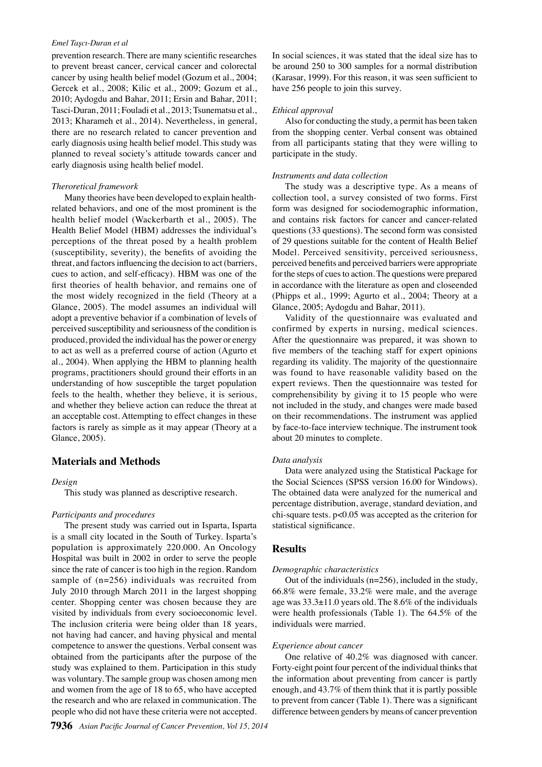prevention research. There are many scientific researches to prevent breast cancer, cervical cancer and colorectal cancer by using health belief model (Gozum et al., 2004; Gercek et al., 2008; Kilic et al., 2009; Gozum et al., 2010; Aydogdu and Bahar, 2011; Ersin and Bahar, 2011; Tasci-Duran, 2011; Fouladi et al., 2013; Tsunematsu et al., 2013; Kharameh et al., 2014). Nevertheless, in general, there are no research related to cancer prevention and early diagnosis using health belief model. This study was planned to reveal society's attitude towards cancer and early diagnosis using health belief model.

*Theroretical framework*

Many theories have been developed to explain health-related behaviors, and one of the most prominent is the health belief model (Wackerbarth et al., 2005). The Health Belief Model (HBM) addresses the individual's perceptions of the threat posed by a health problem (susceptibility, severity), the benefits of avoiding the threat, and factors influencing the decision to act (barriers, cues to action, and self-efficacy). HBM was one of the first theories of health behavior, and remains one of the most widely recognized in the field (Theory at a Glance, 2005). The model assumes an individual will adopt a preventive behavior if a combination of levels of perceived susceptibility and seriousness of the condition is produced, provided the individual has the power or energy to act as well as a preferred course of action (Agurto et al., 2004). When applying the HBM to planning health programs, practitioners should ground their efforts in an understanding of how susceptible the target population feels to the health, whether they believe, it is serious, and whether they believe action can reduce the threat at an acceptable cost. Attempting to effect changes in these factors is rarely as simple as it may appear (Theory at a Glance, 2005).

## Materials and Methods

*Design*

This study was planned as descriptive research.

*Participants and procedures*

The present study was carried out in Isparta, Isparta is a small city located in the South of Turkey. Isparta's population is approximately 220.000. An Oncology Hospital was built in 2002 in order to serve the people since the rate of cancer is too high in the region. Random sample of (n=256) individuals was recruited from July 2010 through March 2011 in the largest shopping center. Shopping center was chosen because they are visited by individuals from every socioeconomic level. The inclusion criteria were being older than 18 years, not having had cancer, and having physical and mental competence to answer the questions. Verbal consent was obtained from the participants after the purpose of the study was explained to them. Participation in this study was voluntary. The sample group was chosen among men and women from the age of 18 to 65, who have accepted the research and who are relaxed in communication. The people who did not have these criteria were not accepted.

In social sciences, it was stated that the ideal size has to be around 250 to 300 samples for a normal distribution (Karasar, 1999). For this reason, it was seen sufficient to have 256 people to join this survey.

*Ethical approval*

Also for conducting the study, a permit has been taken from the shopping center. Verbal consent was obtained from all participants stating that they were willing to participate in the study.

*Instruments and data collection*

The study was a descriptive type. As a means of collection tool, a survey consisted of two forms. First form was designed for sociodemographic information, and contains risk factors for cancer and cancer-related questions (33 questions). The second form was consisted of 29 questions suitable for the content of Health Belief Model. Perceived sensitivity, perceived seriousness, perceived benefits and perceived barriers were appropriate for the steps of cues to action. The questions were prepared in accordance with the literature as open and closeended (Phipps et al., 1999; Agurto et al., 2004; Theory at a Glance, 2005; Aydogdu and Bahar, 2011).

Validity of the questionnaire was evaluated and confirmed by experts in nursing, medical sciences. After the questionnaire was prepared, it was shown to five members of the teaching staff for expert opinions regarding its validity. The majority of the questionnaire was found to have reasonable validity based on the expert reviews. Then the questionnaire was tested for comprehensibility by giving it to 15 people who were not included in the study, and changes were made based on their recommendations. The instrument was applied by face-to-face interview technique. The instrument took about 20 minutes to complete.

*Data analysis*

Data were analyzed using the Statistical Package for the Social Sciences (SPSS version 16.00 for Windows). The obtained data were analyzed for the numerical and percentage distribution, average, standard deviation, and chi-square tests. $p<0.05$ was accepted as the criterion for statistical significance.

## Results

*Demographic characteristics*

Out of the individuals (n=256), included in the study, 66.8% were female, 33.2% were male, and the average age was 33.3±11.0 years old. The 8.6% of the individuals were health professionals (Table 1). The 64.5% of the individuals were married.

*Experience about cancer*

One relative of 40.2% was diagnosed with cancer. Forty-eight point four percent of the individual thinks that the information about preventing from cancer is partly enough, and 43.7% of them think that it is partly possible to prevent from cancer (Table 1). There was a significant difference between genders by means of cancer prevention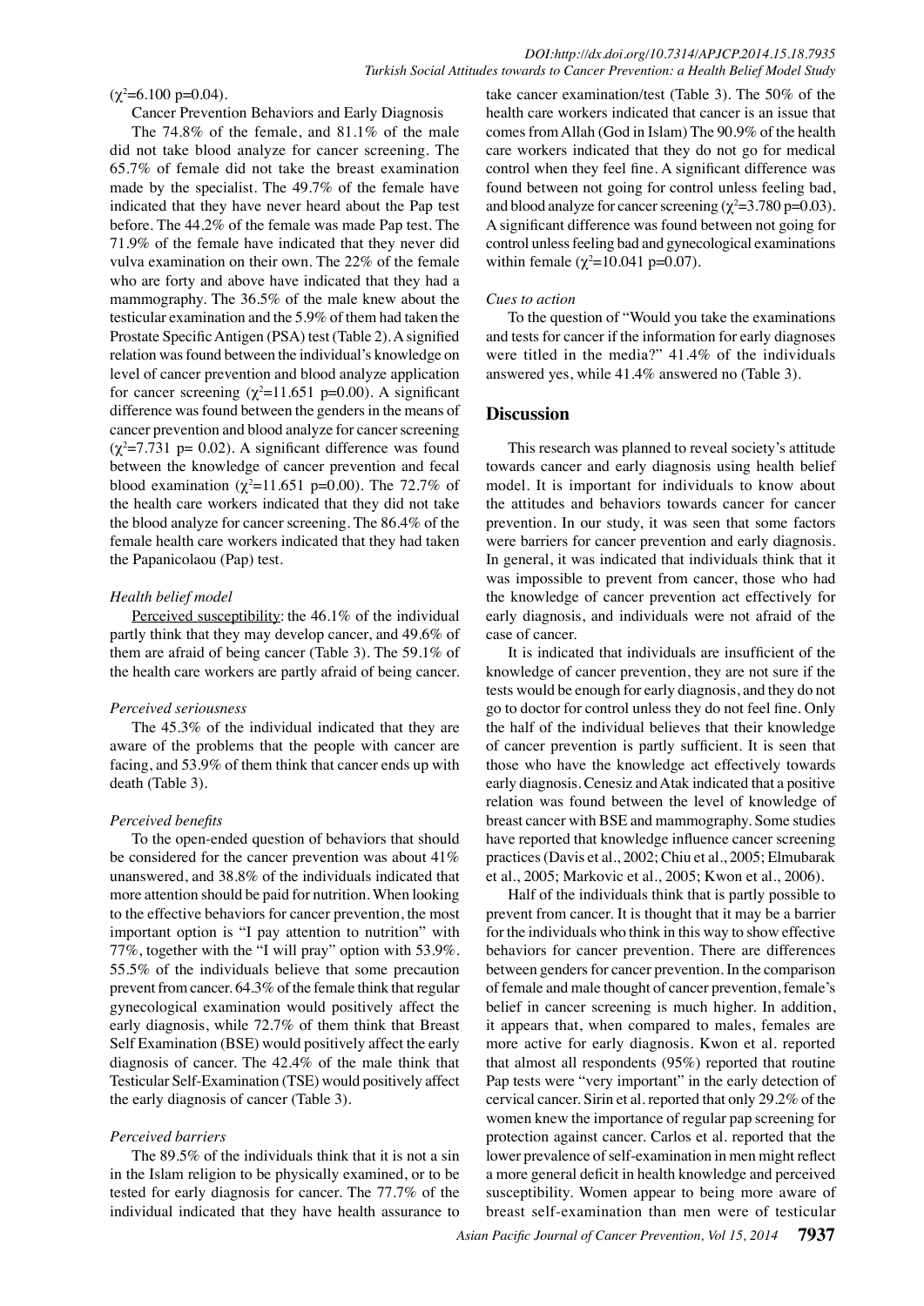($\chi^2$=6.100 p=0.04).

Cancer Prevention Behaviors and Early Diagnosis

The 74.8% of the female, and 81.1% of the male did not take blood analyze for cancer screening. The 65.7% of female did not take the breast examination made by the specialist. The 49.7% of the female have indicated that they have never heard about the Pap test before. The 44.2% of the female was made Pap test. The 71.9% of the female have indicated that they never did vulva examination on their own. The 22% of the female who are forty and above have indicated that they had a mammography. The 36.5% of the male knew about the testicular examination and the 5.9% of them had taken the Prostate Specific Antigen (PSA) test (Table 2). A signified relation was found between the individual's knowledge on level of cancer prevention and blood analyze application for cancer screening ($\chi^2$=11.651 p=0.00). A significant difference was found between the genders in the means of cancer prevention and blood analyze for cancer screening ($\chi^2$=7.731 p= 0.02). A significant difference was found between the knowledge of cancer prevention and fecal blood examination ($\chi^2$=11.651 p=0.00). The 72.7% of the health care workers indicated that they did not take the blood analyze for cancer screening. The 86.4% of the female health care workers indicated that they had taken the Papanicolaou (Pap) test.

### *Health belief model*

Perceived susceptibility: the 46.1% of the individual partly think that they may develop cancer, and 49.6% of them are afraid of being cancer (Table 3). The 59.1% of the health care workers are partly afraid of being cancer.

### *Perceived seriousness*

The 45.3% of the individual indicated that they are aware of the problems that the people with cancer are facing, and 53.9% of them think that cancer ends up with death (Table 3).

### *Perceived benefits*

To the open-ended question of behaviors that should be considered for the cancer prevention was about 41% unanswered, and 38.8% of the individuals indicated that more attention should be paid for nutrition. When looking to the effective behaviors for cancer prevention, the most important option is "I pay attention to nutrition" with 77%, together with the "I will pray" option with 53.9%. 55.5% of the individuals believe that some precaution prevent from cancer. 64.3% of the female think that regular gynecological examination would positively affect the early diagnosis, while 72.7% of them think that Breast Self Examination (BSE) would positively affect the early diagnosis of cancer. The 42.4% of the male think that Testicular Self-Examination (TSE) would positively affect the early diagnosis of cancer (Table 3).

### *Perceived barriers*

The 89.5% of the individuals think that it is not a sin in the Islam religion to be physically examined, or to be tested for early diagnosis for cancer. The 77.7% of the individual indicated that they have health assurance to take cancer examination/test (Table 3). The 50% of the health care workers indicated that cancer is an issue that comes from Allah (God in Islam) The 90.9% of the health care workers indicated that they do not go for medical control when they feel fine. A significant difference was found between not going for control unless feeling bad, and blood analyze for cancer screening ($\chi^2$=3.780 p=0.03). A significant difference was found between not going for control unless feeling bad and gynecological examinations within female ($\chi^2$=10.041 p=0.07).

### *Cues to action*

To the question of "Would you take the examinations and tests for cancer if the information for early diagnoses were titled in the media?" 41.4% of the individuals answered yes, while 41.4% answered no (Table 3).

## Discussion

This research was planned to reveal society's attitude towards cancer and early diagnosis using health belief model. It is important for individuals to know about the attitudes and behaviors towards cancer for cancer prevention. In our study, it was seen that some factors were barriers for cancer prevention and early diagnosis. In general, it was indicated that individuals think that it was impossible to prevent from cancer, those who had the knowledge of cancer prevention act effectively for early diagnosis, and individuals were not afraid of the case of cancer.

It is indicated that individuals are insufficient of the knowledge of cancer prevention, they are not sure if the tests would be enough for early diagnosis, and they do not go to doctor for control unless they do not feel fine. Only the half of the individual believes that their knowledge of cancer prevention is partly sufficient. It is seen that those who have the knowledge act effectively towards early diagnosis. Cenesiz and Atak indicated that a positive relation was found between the level of knowledge of breast cancer with BSE and mammography. Some studies have reported that knowledge influence cancer screening practices (Davis et al., 2002; Chiu et al., 2005; Elmubarak et al., 2005; Markovic et al., 2005; Kwon et al., 2006).

Half of the individuals think that is partly possible to prevent from cancer. It is thought that it may be a barrier for the individuals who think in this way to show effective behaviors for cancer prevention. There are differences between genders for cancer prevention. In the comparison of female and male thought of cancer prevention, female's belief in cancer screening is much higher. In addition, it appears that, when compared to males, females are more active for early diagnosis. Kwon et al. reported that almost all respondents (95%) reported that routine Pap tests were "very important" in the early detection of cervical cancer. Sirin et al. reported that only 29.2% of the women knew the importance of regular pap screening for protection against cancer. Carlos et al. reported that the lower prevalence of self-examination in men might reflect a more general deficit in health knowledge and perceived susceptibility. Women appear to being more aware of breast self-examination than men were of testicular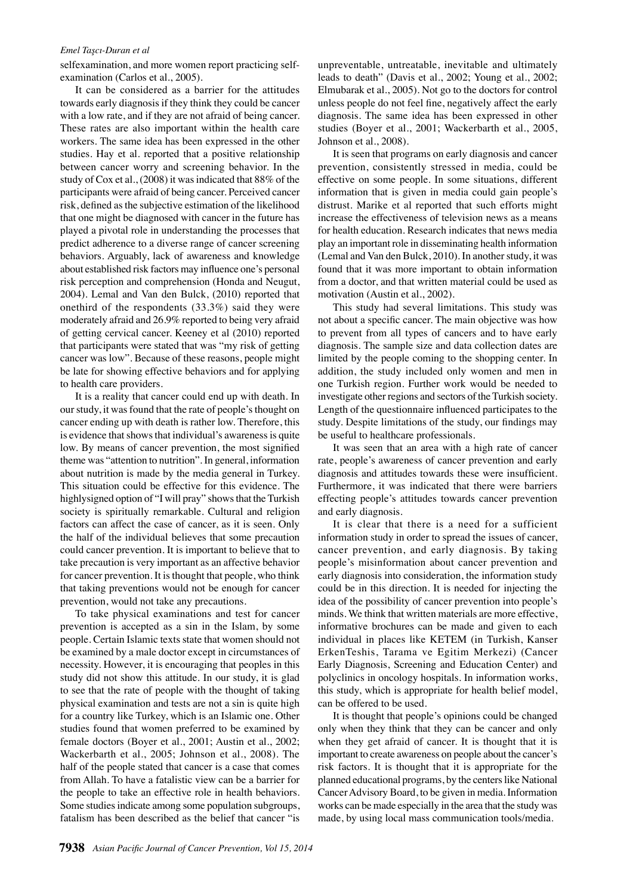selfexamination, and more women report practicing self-examination (Carlos et al., 2005).

It can be considered as a barrier for the attitudes towards early diagnosis if they think they could be cancer with a low rate, and if they are not afraid of being cancer. These rates are also important within the health care workers. The same idea has been expressed in the other studies. Hay et al. reported that a positive relationship between cancer worry and screening behavior. In the study of Cox et al., (2008) it was indicated that 88% of the participants were afraid of being cancer. Perceived cancer risk, defined as the subjective estimation of the likelihood that one might be diagnosed with cancer in the future has played a pivotal role in understanding the processes that predict adherence to a diverse range of cancer screening behaviors. Arguably, lack of awareness and knowledge about established risk factors may influence one's personal risk perception and comprehension (Honda and Neugut, 2004). Lemal and Van den Bulck, (2010) reported that onethird of the respondents (33.3%) said they were moderately afraid and 26.9% reported to being very afraid of getting cervical cancer. Keeney et al (2010) reported that participants were stated that was "my risk of getting cancer was low". Because of these reasons, people might be late for showing effective behaviors and for applying to health care providers.

It is a reality that cancer could end up with death. In our study, it was found that the rate of people's thought on cancer ending up with death is rather low. Therefore, this is evidence that shows that individual's awareness is quite low. By means of cancer prevention, the most signified theme was "attention to nutrition". In general, information about nutrition is made by the media general in Turkey. This situation could be effective for this evidence. The highlysigned option of "I will pray" shows that the Turkish society is spiritually remarkable. Cultural and religion factors can affect the case of cancer, as it is seen. Only the half of the individual believes that some precaution could cancer prevention. It is important to believe that to take precaution is very important as an affective behavior for cancer prevention. It is thought that people, who think that taking preventions would not be enough for cancer prevention, would not take any precautions.

To take physical examinations and test for cancer prevention is accepted as a sin in the Islam, by some people. Certain Islamic texts state that women should not be examined by a male doctor except in circumstances of necessity. However, it is encouraging that peoples in this study did not show this attitude. In our study, it is glad to see that the rate of people with the thought of taking physical examination and tests are not a sin is quite high for a country like Turkey, which is an Islamic one. Other studies found that women preferred to be examined by female doctors (Boyer et al., 2001; Austin et al., 2002; Wackerbarth et al., 2005; Johnson et al., 2008). The half of the people stated that cancer is a case that comes from Allah. To have a fatalistic view can be a barrier for the people to take an effective role in health behaviors. Some studies indicate among some population subgroups, fatalism has been described as the belief that cancer "is unpreventable, untreatable, inevitable and ultimately leads to death" (Davis et al., 2002; Young et al., 2002; Elmubarak et al., 2005). Not go to the doctors for control unless people do not feel fine, negatively affect the early diagnosis. The same idea has been expressed in other studies (Boyer et al., 2001; Wackerbarth et al., 2005, Johnson et al., 2008).

It is seen that programs on early diagnosis and cancer prevention, consistently stressed in media, could be effective on some people. In some situations, different information that is given in media could gain people's distrust. Marike et al reported that such efforts might increase the effectiveness of television news as a means for health education. Research indicates that news media play an important role in disseminating health information (Lemal and Van den Bulck, 2010). In another study, it was found that it was more important to obtain information from a doctor, and that written material could be used as motivation (Austin et al., 2002).

This study had several limitations. This study was not about a specific cancer. The main objective was how to prevent from all types of cancers and to have early diagnosis. The sample size and data collection dates are limited by the people coming to the shopping center. In addition, the study included only women and men in one Turkish region. Further work would be needed to investigate other regions and sectors of the Turkish society. Length of the questionnaire influenced participates to the study. Despite limitations of the study, our findings may be useful to healthcare professionals.

It was seen that an area with a high rate of cancer rate, people's awareness of cancer prevention and early diagnosis and attitudes towards these were insufficient. Furthermore, it was indicated that there were barriers effecting people's attitudes towards cancer prevention and early diagnosis.

It is clear that there is a need for a sufficient information study in order to spread the issues of cancer, cancer prevention, and early diagnosis. By taking people's misinformation about cancer prevention and early diagnosis into consideration, the information study could be in this direction. It is needed for injecting the idea of the possibility of cancer prevention into people's minds. We think that written materials are more effective, informative brochures can be made and given to each individual in places like KETEM (in Turkish, Kanser ErkenTeshis, Tarama ve Egitim Merkezi) (Cancer Early Diagnosis, Screening and Education Center) and polyclinics in oncology hospitals. In information works, this study, which is appropriate for health belief model, can be offered to be used.

It is thought that people's opinions could be changed only when they think that they can be cancer and only when they get afraid of cancer. It is thought that it is important to create awareness on people about the cancer's risk factors. It is thought that it is appropriate for the planned educational programs, by the centers like National Cancer Advisory Board, to be given in media. Information works can be made especially in the area that the study was made, by using local mass communication tools/media.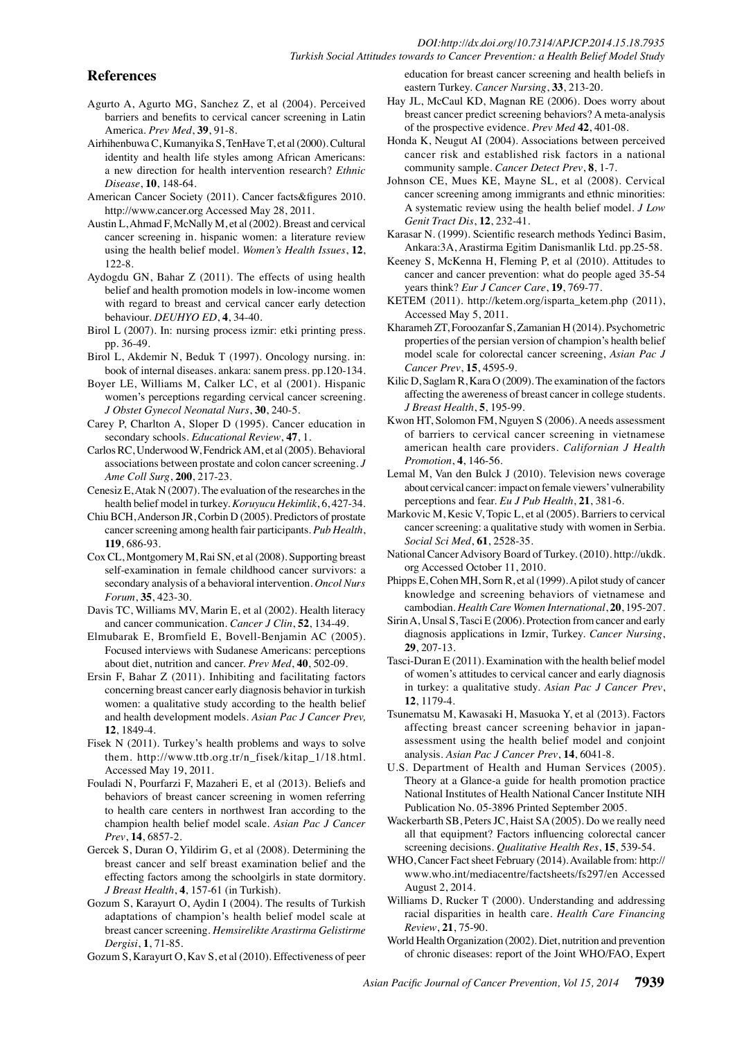## References

Agurto A, Agurto MG, Sanchez Z, et al (2004). Perceived barriers and benefits to cervical cancer screening in Latin America. *Prev Med*, **39**, 91-8.

Airhihenbuwa C, Kumanyika S, TenHave T, et al (2000). Cultural identity and health life styles among African Americans: a new direction for health intervention research? *Ethnic Disease*, **10**, 148-64.

American Cancer Society (2011). Cancer facts&figures 2010. http://www.cancer.org Accessed May 28, 2011.

Austin L, Ahmad F, McNally M, et al (2002). Breast and cervical cancer screening in. hispanic women: a literature review using the health belief model. *Women's Health Issues*, **12**, 122-8.

Aydogdu GN, Bahar Z (2011). The effects of using health belief and health promotion models in low-income women with regard to breast and cervical cancer early detection behaviour. *DEUHYO ED*, **4**, 34-40.

Birol L (2007). In: nursing process izmir: etki printing press. pp. 36-49.

Birol L, Akdemir N, Beduk T (1997). Oncology nursing. in: book of internal diseases. ankara: sanem press. pp.120-134.

Boyer LE, Williams M, Calker LC, et al (2001). Hispanic women's perceptions regarding cervical cancer screening. *J Obstet Gynecol Neonatal Nurs*, **30**, 240-5.

Carey P, Charlton A, Sloper D (1995). Cancer education in secondary schools. *Educational Review*, **47**, 1.

Carlos RC, Underwood W, Fendrick AM, et al (2005). Behavioral associations between prostate and colon cancer screening. *J Ame Coll Surg*, **200**, 217-23.

Cenesiz E, Atak N (2007). The evaluation of the researches in the health belief model in turkey. *Koruyucu Hekimlik*, 6, 427-34.

Chiu BCH, Anderson JR, Corbin D (2005). Predictors of prostate cancer screening among health fair participants. *Pub Health*, **119**, 686-93.

Cox CL, Montgomery M, Rai SN, et al (2008). Supporting breast self-examination in female childhood cancer survivors: a secondary analysis of a behavioral intervention. *Oncol Nurs Forum*, **35**, 423-30.

Davis TC, Williams MV, Marin E, et al (2002). Health literacy and cancer communication. *Cancer J Clin*, **52**, 134-49.

Elmubarak E, Bromfield E, Bovell-Benjamin AC (2005). Focused interviews with Sudanese Americans: perceptions about diet, nutrition and cancer. *Prev Med*, **40**, 502-09.

Ersin F, Bahar Z (2011). Inhibiting and facilitating factors concerning breast cancer early diagnosis behavior in turkish women: a qualitative study according to the health belief and health development models. *Asian Pac J Cancer Prev,* **12**, 1849-4.

Fisek N (2011). Turkey's health problems and ways to solve them. http://www.ttb.org.tr/n_fisek/kitap_1/18.html. Accessed May 19, 2011.

Fouladi N, Pourfarzi F, Mazaheri E, et al (2013). Beliefs and behaviors of breast cancer screening in women referring to health care centers in northwest Iran according to the champion health belief model scale. *Asian Pac J Cancer Prev*, **14**, 6857-2.

Gercek S, Duran O, Yildirim G, et al (2008). Determining the breast cancer and self breast examination belief and the effecting factors among the schoolgirls in state dormitory. *J Breast Health*, **4**, 157-61 (in Turkish).

Gozum S, Karayurt O, Aydin I (2004). The results of Turkish adaptations of champion's health belief model scale at breast cancer screening. *Hemsirelikte Arastirma Gelistirme Dergisi*, **1**, 71-85.

Gozum S, Karayurt O, Kav S, et al (2010). Effectiveness of peer education for breast cancer screening and health beliefs in eastern Turkey. *Cancer Nursing*, **33**, 213-20.

Hay JL, McCaul KD, Magnan RE (2006). Does worry about breast cancer predict screening behaviors? A meta-analysis of the prospective evidence. *Prev Med* **42**, 401-08.

Honda K, Neugut AI (2004). Associations between perceived cancer risk and established risk factors in a national community sample. *Cancer Detect Prev*, **8**, 1-7.

Johnson CE, Mues KE, Mayne SL, et al (2008). Cervical cancer screening among immigrants and ethnic minorities: A systematic review using the health belief model. *J Low Genit Tract Dis*, **12**, 232-41.

Karasar N. (1999). Scientific research methods Yedinci Basim, Ankara:3A, Arastirma Egitim Danismanlik Ltd. pp.25-58.

Keeney S, McKenna H, Fleming P, et al (2010). Attitudes to cancer and cancer prevention: what do people aged 35-54 years think? *Eur J Cancer Care*, **19**, 769-77.

KETEM (2011). http://ketem.org/isparta_ketem.php (2011), Accessed May 5, 2011.

Kharameh ZT, Foroozanfar S, Zamanian H (2014). Psychometric properties of the persian version of champion's health belief model scale for colorectal cancer screening, *Asian Pac J Cancer Prev*, **15**, 4595-9.

Kilic D, Saglam R, Kara O (2009). The examination of the factors affecting the awereness of breast cancer in college students. *J Breast Health*, **5**, 195-99.

Kwon HT, Solomon FM, Nguyen S (2006). A needs assessment of barriers to cervical cancer screening in vietnamese american health care providers. *Californian J Health Promotion*, **4**, 146-56.

Lemal M, Van den Bulck J (2010). Television news coverage about cervical cancer: impact on female viewers' vulnerability perceptions and fear. *Eu J Pub Health*, **21**, 381-6.

Markovic M, Kesic V, Topic L, et al (2005). Barriers to cervical cancer screening: a qualitative study with women in Serbia. *Social Sci Med*, **61**, 2528-35.

National Cancer Advisory Board of Turkey. (2010). http://ukdk.org Accessed October 11, 2010.

Phipps E, Cohen MH, Sorn R, et al (1999). A pilot study of cancer knowledge and screening behaviors of vietnamese and cambodian. *Health Care Women International*, **20**, 195-207.

Sirin A, Unsal S, Tasci E (2006). Protection from cancer and early diagnosis applications in Izmir, Turkey. *Cancer Nursing*, **29**, 207-13.

Tasci-Duran E (2011). Examination with the health belief model of women's attitudes to cervical cancer and early diagnosis in turkey: a qualitative study. *Asian Pac J Cancer Prev*, **12**, 1179-4.

Tsunematsu M, Kawasaki H, Masuoka Y, et al (2013). Factors affecting breast cancer screening behavior in japan-assessment using the health belief model and conjoint analysis. *Asian Pac J Cancer Prev*, **14**, 6041-8.

U.S. Department of Health and Human Services (2005). Theory at a Glance-a guide for health promotion practice National Institutes of Health National Cancer Institute NIH Publication No. 05-3896 Printed September 2005.

Wackerbarth SB, Peters JC, Haist SA (2005). Do we really need all that equipment? Factors influencing colorectal cancer screening decisions. *Qualitative Health Res*, **15**, 539-54.

WHO, Cancer Fact sheet February (2014). Available from: http://www.who.int/mediacentre/factsheets/fs297/en Accessed August 2, 2014.

Williams D, Rucker T (2000). Understanding and addressing racial disparities in health care. *Health Care Financing Review*, **21**, 75-90.

World Health Organization (2002). Diet, nutrition and prevention of chronic diseases: report of the Joint WHO/FAO, Expert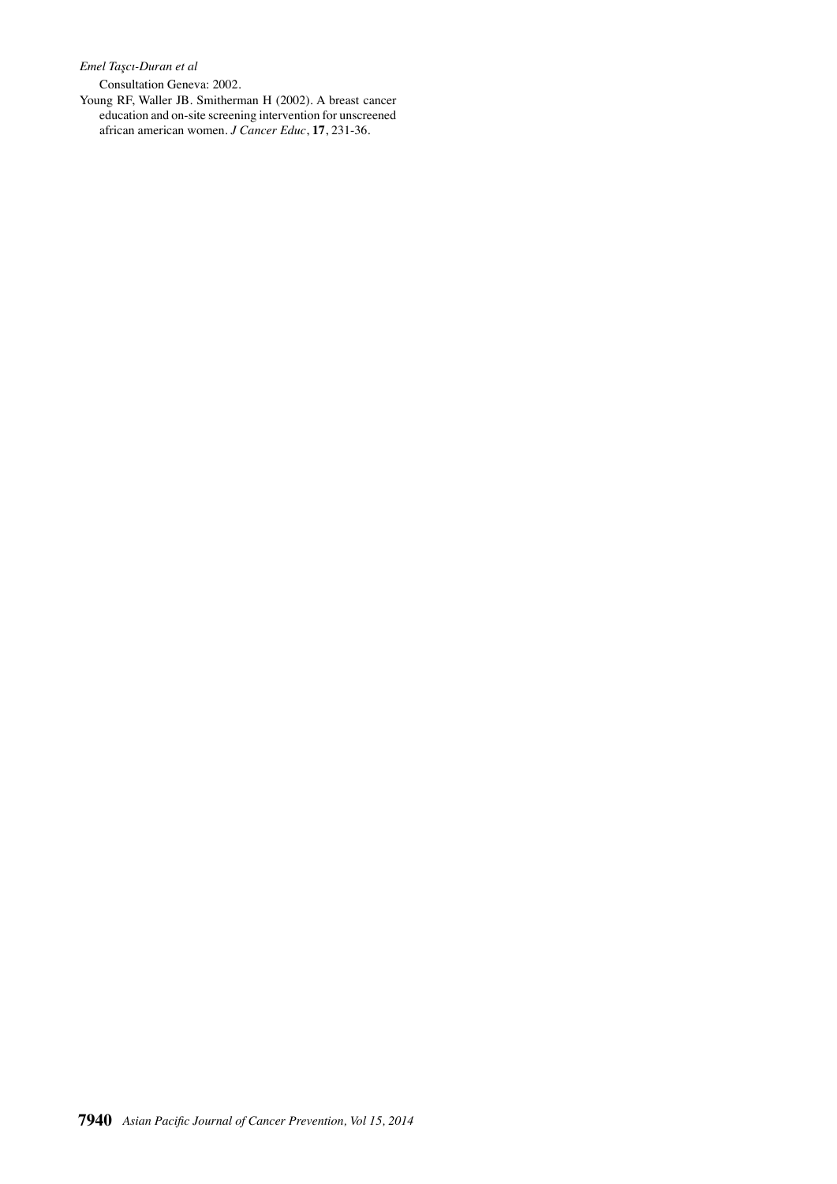Consultation Geneva: 2002.

Young RF, Waller JB. Smitherman H (2002). A breast cancer education and on-site screening intervention for unscreened african american women. *J Cancer Educ*, **17**, 231-36.